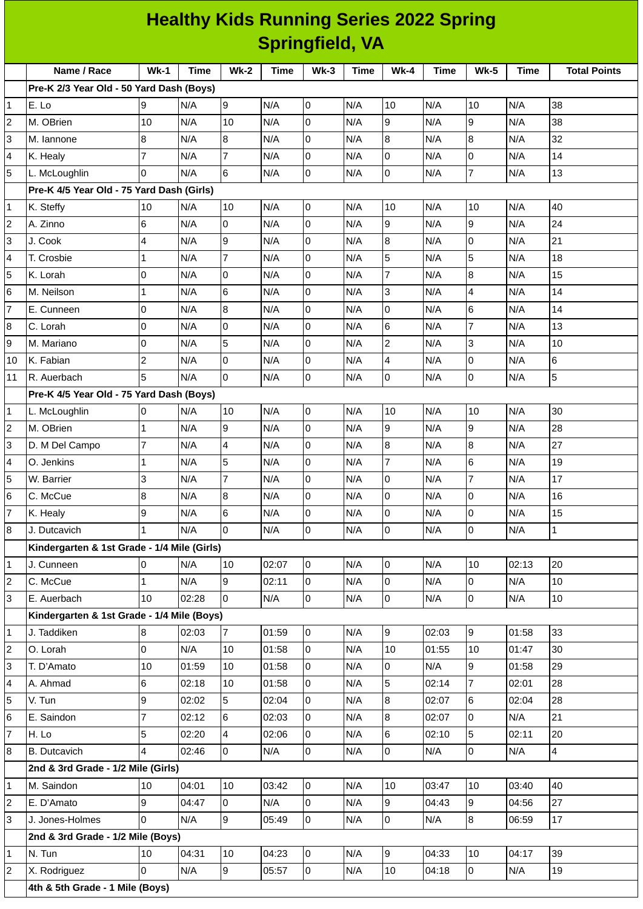# Healthy Kids Running Series 2022 Spring
## Springfield, VA

| | Name / Race | Wk-1 | Time | Wk-2 | Time | Wk-3 | Time | Wk-4 | Time | Wk-5 | Time | Total Points |
|---|---|---|---|---|---|---|---|---|---|---|---|---|
| | **Pre-K 2/3 Year Old - 50 Yard Dash (Boys)** | | | | | | | | | | | |
| 1 | E. Lo | 9 | N/A | 9 | N/A | 0 | N/A | 10 | N/A | 10 | N/A | 38 |
| 2 | M. OBrien | 10 | N/A | 10 | N/A | 0 | N/A | 9 | N/A | 9 | N/A | 38 |
| 3 | M. Iannone | 8 | N/A | 8 | N/A | 0 | N/A | 8 | N/A | 8 | N/A | 32 |
| 4 | K. Healy | 7 | N/A | 7 | N/A | 0 | N/A | 0 | N/A | 0 | N/A | 14 |
| 5 | L. McLoughlin | 0 | N/A | 6 | N/A | 0 | N/A | 0 | N/A | 7 | N/A | 13 |
| | **Pre-K 4/5 Year Old - 75 Yard Dash (Girls)** | | | | | | | | | | | |
| 1 | K. Steffy | 10 | N/A | 10 | N/A | 0 | N/A | 10 | N/A | 10 | N/A | 40 |
| 2 | A. Zinno | 6 | N/A | 0 | N/A | 0 | N/A | 9 | N/A | 9 | N/A | 24 |
| 3 | J. Cook | 4 | N/A | 9 | N/A | 0 | N/A | 8 | N/A | 0 | N/A | 21 |
| 4 | T. Crosbie | 1 | N/A | 7 | N/A | 0 | N/A | 5 | N/A | 5 | N/A | 18 |
| 5 | K. Lorah | 0 | N/A | 0 | N/A | 0 | N/A | 7 | N/A | 8 | N/A | 15 |
| 6 | M. Neilson | 1 | N/A | 6 | N/A | 0 | N/A | 3 | N/A | 4 | N/A | 14 |
| 7 | E. Cunneen | 0 | N/A | 8 | N/A | 0 | N/A | 0 | N/A | 6 | N/A | 14 |
| 8 | C. Lorah | 0 | N/A | 0 | N/A | 0 | N/A | 6 | N/A | 7 | N/A | 13 |
| 9 | M. Mariano | 0 | N/A | 5 | N/A | 0 | N/A | 2 | N/A | 3 | N/A | 10 |
| 10 | K. Fabian | 2 | N/A | 0 | N/A | 0 | N/A | 4 | N/A | 0 | N/A | 6 |
| 11 | R. Auerbach | 5 | N/A | 0 | N/A | 0 | N/A | 0 | N/A | 0 | N/A | 5 |
| | **Pre-K 4/5 Year Old - 75 Yard Dash (Boys)** | | | | | | | | | | | |
| 1 | L. McLoughlin | 0 | N/A | 10 | N/A | 0 | N/A | 10 | N/A | 10 | N/A | 30 |
| 2 | M. OBrien | 1 | N/A | 9 | N/A | 0 | N/A | 9 | N/A | 9 | N/A | 28 |
| 3 | D. M Del Campo | 7 | N/A | 4 | N/A | 0 | N/A | 8 | N/A | 8 | N/A | 27 |
| 4 | O. Jenkins | 1 | N/A | 5 | N/A | 0 | N/A | 7 | N/A | 6 | N/A | 19 |
| 5 | W. Barrier | 3 | N/A | 7 | N/A | 0 | N/A | 0 | N/A | 7 | N/A | 17 |
| 6 | C. McCue | 8 | N/A | 8 | N/A | 0 | N/A | 0 | N/A | 0 | N/A | 16 |
| 7 | K. Healy | 9 | N/A | 6 | N/A | 0 | N/A | 0 | N/A | 0 | N/A | 15 |
| 8 | J. Dutcavich | 1 | N/A | 0 | N/A | 0 | N/A | 0 | N/A | 0 | N/A | 1 |
| | **Kindergarten & 1st Grade - 1/4 Mile (Girls)** | | | | | | | | | | | |
| 1 | J. Cunneen | 0 | N/A | 10 | 02:07 | 0 | N/A | 0 | N/A | 10 | 02:13 | 20 |
| 2 | C. McCue | 1 | N/A | 9 | 02:11 | 0 | N/A | 0 | N/A | 0 | N/A | 10 |
| 3 | E. Auerbach | 10 | 02:28 | 0 | N/A | 0 | N/A | 0 | N/A | 0 | N/A | 10 |
| | **Kindergarten & 1st Grade - 1/4 Mile (Boys)** | | | | | | | | | | | |
| 1 | J. Taddiken | 8 | 02:03 | 7 | 01:59 | 0 | N/A | 9 | 02:03 | 9 | 01:58 | 33 |
| 2 | O. Lorah | 0 | N/A | 10 | 01:58 | 0 | N/A | 10 | 01:55 | 10 | 01:47 | 30 |
| 3 | T. D'Amato | 10 | 01:59 | 10 | 01:58 | 0 | N/A | 0 | N/A | 9 | 01:58 | 29 |
| 4 | A. Ahmad | 6 | 02:18 | 10 | 01:58 | 0 | N/A | 5 | 02:14 | 7 | 02:01 | 28 |
| 5 | V. Tun | 9 | 02:02 | 5 | 02:04 | 0 | N/A | 8 | 02:07 | 6 | 02:04 | 28 |
| 6 | E. Saindon | 7 | 02:12 | 6 | 02:03 | 0 | N/A | 8 | 02:07 | 0 | N/A | 21 |
| 7 | H. Lo | 5 | 02:20 | 4 | 02:06 | 0 | N/A | 6 | 02:10 | 5 | 02:11 | 20 |
| 8 | B. Dutcavich | 4 | 02:46 | 0 | N/A | 0 | N/A | 0 | N/A | 0 | N/A | 4 |
| | **2nd & 3rd Grade - 1/2 Mile (Girls)** | | | | | | | | | | | |
| 1 | M. Saindon | 10 | 04:01 | 10 | 03:42 | 0 | N/A | 10 | 03:47 | 10 | 03:40 | 40 |
| 2 | E. D'Amato | 9 | 04:47 | 0 | N/A | 0 | N/A | 9 | 04:43 | 9 | 04:56 | 27 |
| 3 | J. Jones-Holmes | 0 | N/A | 9 | 05:49 | 0 | N/A | 0 | N/A | 8 | 06:59 | 17 |
| | **2nd & 3rd Grade - 1/2 Mile (Boys)** | | | | | | | | | | | |
| 1 | N. Tun | 10 | 04:31 | 10 | 04:23 | 0 | N/A | 9 | 04:33 | 10 | 04:17 | 39 |
| 2 | X. Rodriguez | 0 | N/A | 9 | 05:57 | 0 | N/A | 10 | 04:18 | 0 | N/A | 19 |
| | **4th & 5th Grade - 1 Mile (Boys)** | | | | | | | | | | | |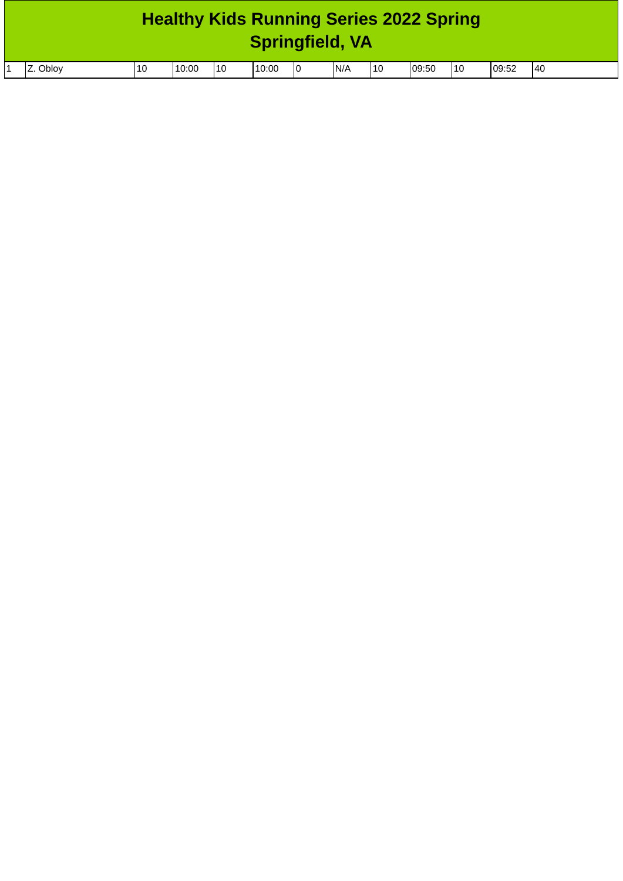# Healthy Kids Running Series 2022 Spring
## Springfield, VA

| | | | | | | | | | | | | |
|---|---|---|---|---|---|---|---|---|---|---|---|---|
| 1 | Z. Obloy | 10 | 10:00 | 10 | 10:00 | 0 | N/A | 10 | 09:50 | 10 | 09:52 | 40 |